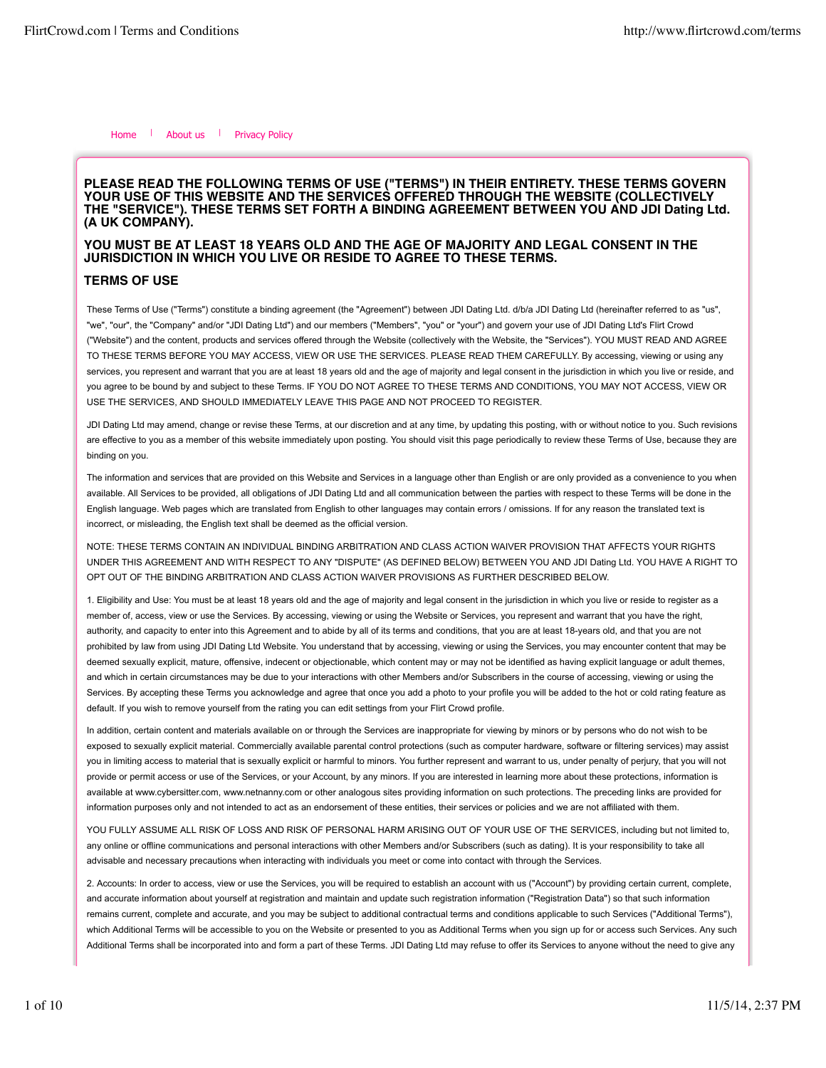Home | About us | Privacy Policy

**PLEASE READ THE FOLLOWING TERMS OF USE ("TERMS") IN THEIR ENTIRETY. THESE TERMS GOVERN YOUR USE OF THIS WEBSITE AND THE SERVICES OFFERED THROUGH THE WEBSITE (COLLECTIVELY THE "SERVICE"). THESE TERMS SET FORTH A BINDING AGREEMENT BETWEEN YOU AND JDI Dating Ltd. (A UK COMPANY).**

**YOU MUST BE AT LEAST 18 YEARS OLD AND THE AGE OF MAJORITY AND LEGAL CONSENT IN THE JURISDICTION IN WHICH YOU LIVE OR RESIDE TO AGREE TO THESE TERMS.**

## TERMS OF USE

These Terms of Use ("Terms") constitute a binding agreement (the "Agreement") between JDI Dating Ltd. d/b/a JDI Dating Ltd (hereinafter referred to as "us", "we", "our", the "Company" and/or "JDI Dating Ltd") and our members ("Members", "you" or "your") and govern your use of JDI Dating Ltd's Flirt Crowd ("Website") and the content, products and services offered through the Website (collectively with the Website, the "Services"). YOU MUST READ AND AGREE TO THESE TERMS BEFORE YOU MAY ACCESS, VIEW OR USE THE SERVICES. PLEASE READ THEM CAREFULLY. By accessing, viewing or using any services, you represent and warrant that you are at least 18 years old and the age of majority and legal consent in the jurisdiction in which you live or reside, and you agree to be bound by and subject to these Terms. IF YOU DO NOT AGREE TO THESE TERMS AND CONDITIONS, YOU MAY NOT ACCESS, VIEW OR USE THE SERVICES, AND SHOULD IMMEDIATELY LEAVE THIS PAGE AND NOT PROCEED TO REGISTER.

JDI Dating Ltd may amend, change or revise these Terms, at our discretion and at any time, by updating this posting, with or without notice to you. Such revisions are effective to you as a member of this website immediately upon posting. You should visit this page periodically to review these Terms of Use, because they are binding on you.

The information and services that are provided on this Website and Services in a language other than English or are only provided as a convenience to you when available. All Services to be provided, all obligations of JDI Dating Ltd and all communication between the parties with respect to these Terms will be done in the English language. Web pages which are translated from English to other languages may contain errors / omissions. If for any reason the translated text is incorrect, or misleading, the English text shall be deemed as the official version.

NOTE: THESE TERMS CONTAIN AN INDIVIDUAL BINDING ARBITRATION AND CLASS ACTION WAIVER PROVISION THAT AFFECTS YOUR RIGHTS UNDER THIS AGREEMENT AND WITH RESPECT TO ANY "DISPUTE" (AS DEFINED BELOW) BETWEEN YOU AND JDI Dating Ltd. YOU HAVE A RIGHT TO OPT OUT OF THE BINDING ARBITRATION AND CLASS ACTION WAIVER PROVISIONS AS FURTHER DESCRIBED BELOW.

1. Eligibility and Use: You must be at least 18 years old and the age of majority and legal consent in the jurisdiction in which you live or reside to register as a member of, access, view or use the Services. By accessing, viewing or using the Website or Services, you represent and warrant that you have the right, authority, and capacity to enter into this Agreement and to abide by all of its terms and conditions, that you are at least 18-years old, and that you are not prohibited by law from using JDI Dating Ltd Website. You understand that by accessing, viewing or using the Services, you may encounter content that may be deemed sexually explicit, mature, offensive, indecent or objectionable, which content may or may not be identified as having explicit language or adult themes, and which in certain circumstances may be due to your interactions with other Members and/or Subscribers in the course of accessing, viewing or using the Services. By accepting these Terms you acknowledge and agree that once you add a photo to your profile you will be added to the hot or cold rating feature as default. If you wish to remove yourself from the rating you can edit settings from your Flirt Crowd profile.

In addition, certain content and materials available on or through the Services are inappropriate for viewing by minors or by persons who do not wish to be exposed to sexually explicit material. Commercially available parental control protections (such as computer hardware, software or filtering services) may assist you in limiting access to material that is sexually explicit or harmful to minors. You further represent and warrant to us, under penalty of perjury, that you will not provide or permit access or use of the Services, or your Account, by any minors. If you are interested in learning more about these protections, information is available at www.cybersitter.com, www.netnanny.com or other analogous sites providing information on such protections. The preceding links are provided for information purposes only and not intended to act as an endorsement of these entities, their services or policies and we are not affiliated with them.

YOU FULLY ASSUME ALL RISK OF LOSS AND RISK OF PERSONAL HARM ARISING OUT OF YOUR USE OF THE SERVICES, including but not limited to, any online or offline communications and personal interactions with other Members and/or Subscribers (such as dating). It is your responsibility to take all advisable and necessary precautions when interacting with individuals you meet or come into contact with through the Services.

2. Accounts: In order to access, view or use the Services, you will be required to establish an account with us ("Account") by providing certain current, complete, and accurate information about yourself at registration and maintain and update such registration information ("Registration Data") so that such information remains current, complete and accurate, and you may be subject to additional contractual terms and conditions applicable to such Services ("Additional Terms"), which Additional Terms will be accessible to you on the Website or presented to you as Additional Terms when you sign up for or access such Services. Any such Additional Terms shall be incorporated into and form a part of these Terms. JDI Dating Ltd may refuse to offer its Services to anyone without the need to give any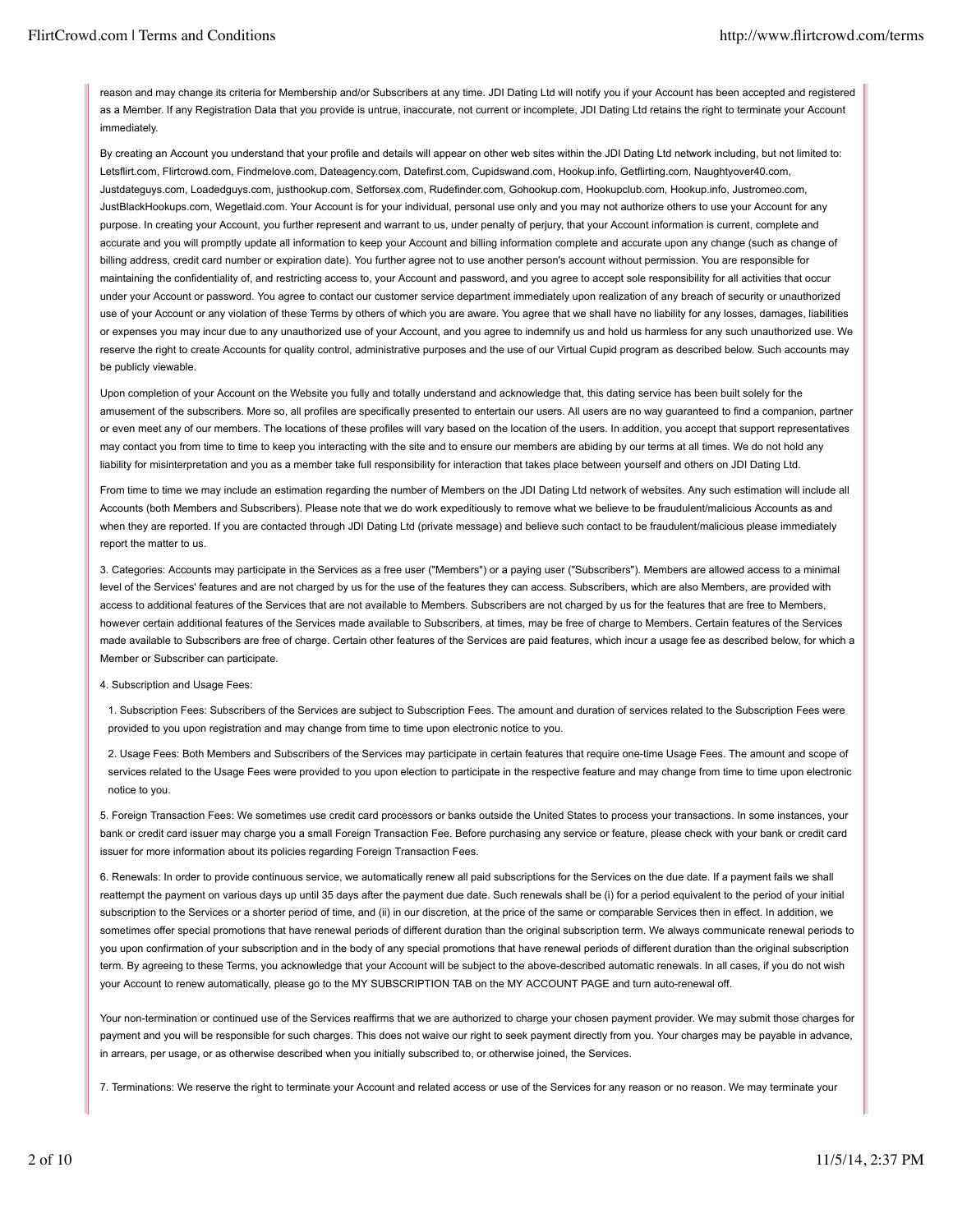reason and may change its criteria for Membership and/or Subscribers at any time. JDI Dating Ltd will notify you if your Account has been accepted and registered as a Member. If any Registration Data that you provide is untrue, inaccurate, not current or incomplete, JDI Dating Ltd retains the right to terminate your Account immediately.

By creating an Account you understand that your profile and details will appear on other web sites within the JDI Dating Ltd network including, but not limited to: Letsflirt.com, Flirtcrowd.com, Findmelove.com, Dateagency.com, Datefirst.com, Cupidswand.com, Hookup.info, Getflirting.com, Naughtyover40.com, Justdateguys.com, Loadedguys.com, justhookup.com, Setforsex.com, Rudefinder.com, Gohookup.com, Hookupclub.com, Hookup.info, Justromeo.com, JustBlackHookups.com, Wegetlaid.com. Your Account is for your individual, personal use only and you may not authorize others to use your Account for any purpose. In creating your Account, you further represent and warrant to us, under penalty of perjury, that your Account information is current, complete and accurate and you will promptly update all information to keep your Account and billing information complete and accurate upon any change (such as change of billing address, credit card number or expiration date). You further agree not to use another person's account without permission. You are responsible for maintaining the confidentiality of, and restricting access to, your Account and password, and you agree to accept sole responsibility for all activities that occur under your Account or password. You agree to contact our customer service department immediately upon realization of any breach of security or unauthorized use of your Account or any violation of these Terms by others of which you are aware. You agree that we shall have no liability for any losses, damages, liabilities or expenses you may incur due to any unauthorized use of your Account, and you agree to indemnify us and hold us harmless for any such unauthorized use. We reserve the right to create Accounts for quality control, administrative purposes and the use of our Virtual Cupid program as described below. Such accounts may be publicly viewable.

Upon completion of your Account on the Website you fully and totally understand and acknowledge that, this dating service has been built solely for the amusement of the subscribers. More so, all profiles are specifically presented to entertain our users. All users are no way guaranteed to find a companion, partner or even meet any of our members. The locations of these profiles will vary based on the location of the users. In addition, you accept that support representatives may contact you from time to time to keep you interacting with the site and to ensure our members are abiding by our terms at all times. We do not hold any liability for misinterpretation and you as a member take full responsibility for interaction that takes place between yourself and others on JDI Dating Ltd.

From time to time we may include an estimation regarding the number of Members on the JDI Dating Ltd network of websites. Any such estimation will include all Accounts (both Members and Subscribers). Please note that we do work expeditiously to remove what we believe to be fraudulent/malicious Accounts as and when they are reported. If you are contacted through JDI Dating Ltd (private message) and believe such contact to be fraudulent/malicious please immediately report the matter to us.

3. Categories: Accounts may participate in the Services as a free user ("Members") or a paying user ("Subscribers"). Members are allowed access to a minimal level of the Services' features and are not charged by us for the use of the features they can access. Subscribers, which are also Members, are provided with access to additional features of the Services that are not available to Members. Subscribers are not charged by us for the features that are free to Members, however certain additional features of the Services made available to Subscribers, at times, may be free of charge to Members. Certain features of the Services made available to Subscribers are free of charge. Certain other features of the Services are paid features, which incur a usage fee as described below, for which a Member or Subscriber can participate.

4. Subscription and Usage Fees:

1. Subscription Fees: Subscribers of the Services are subject to Subscription Fees. The amount and duration of services related to the Subscription Fees were provided to you upon registration and may change from time to time upon electronic notice to you.
2. Usage Fees: Both Members and Subscribers of the Services may participate in certain features that require one-time Usage Fees. The amount and scope of services related to the Usage Fees were provided to you upon election to participate in the respective feature and may change from time to time upon electronic notice to you.

5. Foreign Transaction Fees: We sometimes use credit card processors or banks outside the United States to process your transactions. In some instances, your bank or credit card issuer may charge you a small Foreign Transaction Fee. Before purchasing any service or feature, please check with your bank or credit card issuer for more information about its policies regarding Foreign Transaction Fees.

6. Renewals: In order to provide continuous service, we automatically renew all paid subscriptions for the Services on the due date. If a payment fails we shall reattempt the payment on various days up until 35 days after the payment due date. Such renewals shall be (i) for a period equivalent to the period of your initial subscription to the Services or a shorter period of time, and (ii) in our discretion, at the price of the same or comparable Services then in effect. In addition, we sometimes offer special promotions that have renewal periods of different duration than the original subscription term. We always communicate renewal periods to you upon confirmation of your subscription and in the body of any special promotions that have renewal periods of different duration than the original subscription term. By agreeing to these Terms, you acknowledge that your Account will be subject to the above-described automatic renewals. In all cases, if you do not wish your Account to renew automatically, please go to the MY SUBSCRIPTION TAB on the MY ACCOUNT PAGE and turn auto-renewal off.

Your non-termination or continued use of the Services reaffirms that we are authorized to charge your chosen payment provider. We may submit those charges for payment and you will be responsible for such charges. This does not waive our right to seek payment directly from you. Your charges may be payable in advance, in arrears, per usage, or as otherwise described when you initially subscribed to, or otherwise joined, the Services.

7. Terminations: We reserve the right to terminate your Account and related access or use of the Services for any reason or no reason. We may terminate your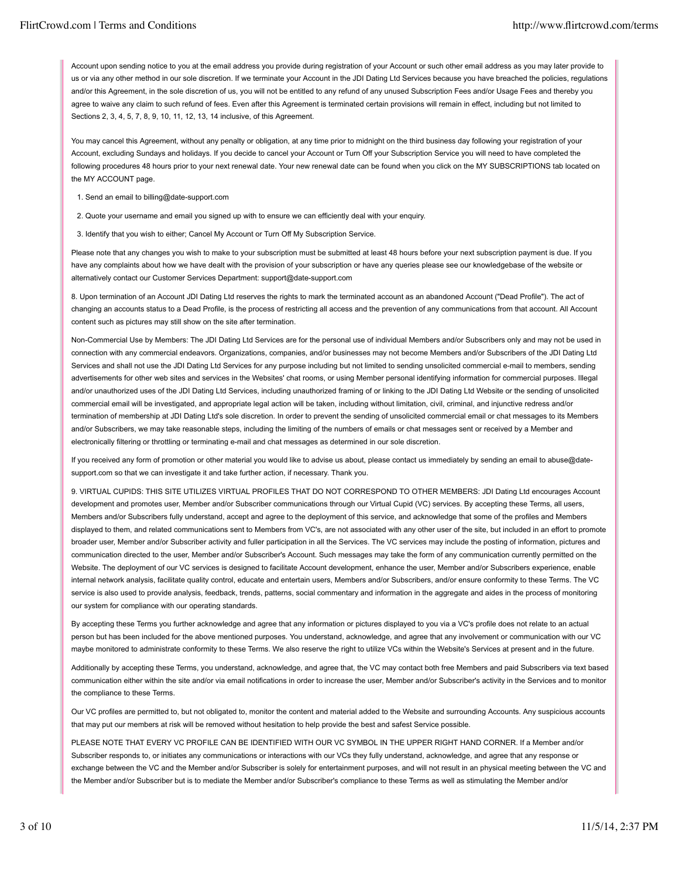Account upon sending notice to you at the email address you provide during registration of your Account or such other email address as you may later provide to us or via any other method in our sole discretion. If we terminate your Account in the JDI Dating Ltd Services because you have breached the policies, regulations and/or this Agreement, in the sole discretion of us, you will not be entitled to any refund of any unused Subscription Fees and/or Usage Fees and thereby you agree to waive any claim to such refund of fees. Even after this Agreement is terminated certain provisions will remain in effect, including but not limited to Sections 2, 3, 4, 5, 7, 8, 9, 10, 11, 12, 13, 14 inclusive, of this Agreement.

You may cancel this Agreement, without any penalty or obligation, at any time prior to midnight on the third business day following your registration of your Account, excluding Sundays and holidays. If you decide to cancel your Account or Turn Off your Subscription Service you will need to have completed the following procedures 48 hours prior to your next renewal date. Your new renewal date can be found when you click on the MY SUBSCRIPTIONS tab located on the MY ACCOUNT page.

1. Send an email to billing@date-support.com
2. Quote your username and email you signed up with to ensure we can efficiently deal with your enquiry.
3. Identify that you wish to either; Cancel My Account or Turn Off My Subscription Service.

Please note that any changes you wish to make to your subscription must be submitted at least 48 hours before your next subscription payment is due. If you have any complaints about how we have dealt with the provision of your subscription or have any queries please see our knowledgebase of the website or alternatively contact our Customer Services Department: support@date-support.com

8. Upon termination of an Account JDI Dating Ltd reserves the rights to mark the terminated account as an abandoned Account ("Dead Profile"). The act of changing an accounts status to a Dead Profile, is the process of restricting all access and the prevention of any communications from that account. All Account content such as pictures may still show on the site after termination.

Non-Commercial Use by Members: The JDI Dating Ltd Services are for the personal use of individual Members and/or Subscribers only and may not be used in connection with any commercial endeavors. Organizations, companies, and/or businesses may not become Members and/or Subscribers of the JDI Dating Ltd Services and shall not use the JDI Dating Ltd Services for any purpose including but not limited to sending unsolicited commercial e-mail to members, sending advertisements for other web sites and services in the Websites' chat rooms, or using Member personal identifying information for commercial purposes. Illegal and/or unauthorized uses of the JDI Dating Ltd Services, including unauthorized framing of or linking to the JDI Dating Ltd Website or the sending of unsolicited commercial email will be investigated, and appropriate legal action will be taken, including without limitation, civil, criminal, and injunctive redress and/or termination of membership at JDI Dating Ltd's sole discretion. In order to prevent the sending of unsolicited commercial email or chat messages to its Members and/or Subscribers, we may take reasonable steps, including the limiting of the numbers of emails or chat messages sent or received by a Member and electronically filtering or throttling or terminating e-mail and chat messages as determined in our sole discretion.

If you received any form of promotion or other material you would like to advise us about, please contact us immediately by sending an email to abuse@date-support.com so that we can investigate it and take further action, if necessary. Thank you.

9. VIRTUAL CUPIDS: THIS SITE UTILIZES VIRTUAL PROFILES THAT DO NOT CORRESPOND TO OTHER MEMBERS: JDI Dating Ltd encourages Account development and promotes user, Member and/or Subscriber communications through our Virtual Cupid (VC) services. By accepting these Terms, all users, Members and/or Subscribers fully understand, accept and agree to the deployment of this service, and acknowledge that some of the profiles and Members displayed to them, and related communications sent to Members from VC's, are not associated with any other user of the site, but included in an effort to promote broader user, Member and/or Subscriber activity and fuller participation in all the Services. The VC services may include the posting of information, pictures and communication directed to the user, Member and/or Subscriber's Account. Such messages may take the form of any communication currently permitted on the Website. The deployment of our VC services is designed to facilitate Account development, enhance the user, Member and/or Subscribers experience, enable internal network analysis, facilitate quality control, educate and entertain users, Members and/or Subscribers, and/or ensure conformity to these Terms. The VC service is also used to provide analysis, feedback, trends, patterns, social commentary and information in the aggregate and aides in the process of monitoring our system for compliance with our operating standards.

By accepting these Terms you further acknowledge and agree that any information or pictures displayed to you via a VC's profile does not relate to an actual person but has been included for the above mentioned purposes. You understand, acknowledge, and agree that any involvement or communication with our VC maybe monitored to administrate conformity to these Terms. We also reserve the right to utilize VCs within the Website's Services at present and in the future.

Additionally by accepting these Terms, you understand, acknowledge, and agree that, the VC may contact both free Members and paid Subscribers via text based communication either within the site and/or via email notifications in order to increase the user, Member and/or Subscriber's activity in the Services and to monitor the compliance to these Terms.

Our VC profiles are permitted to, but not obligated to, monitor the content and material added to the Website and surrounding Accounts. Any suspicious accounts that may put our members at risk will be removed without hesitation to help provide the best and safest Service possible.

PLEASE NOTE THAT EVERY VC PROFILE CAN BE IDENTIFIED WITH OUR VC SYMBOL IN THE UPPER RIGHT HAND CORNER. If a Member and/or Subscriber responds to, or initiates any communications or interactions with our VCs they fully understand, acknowledge, and agree that any response or exchange between the VC and the Member and/or Subscriber is solely for entertainment purposes, and will not result in an physical meeting between the VC and the Member and/or Subscriber but is to mediate the Member and/or Subscriber's compliance to these Terms as well as stimulating the Member and/or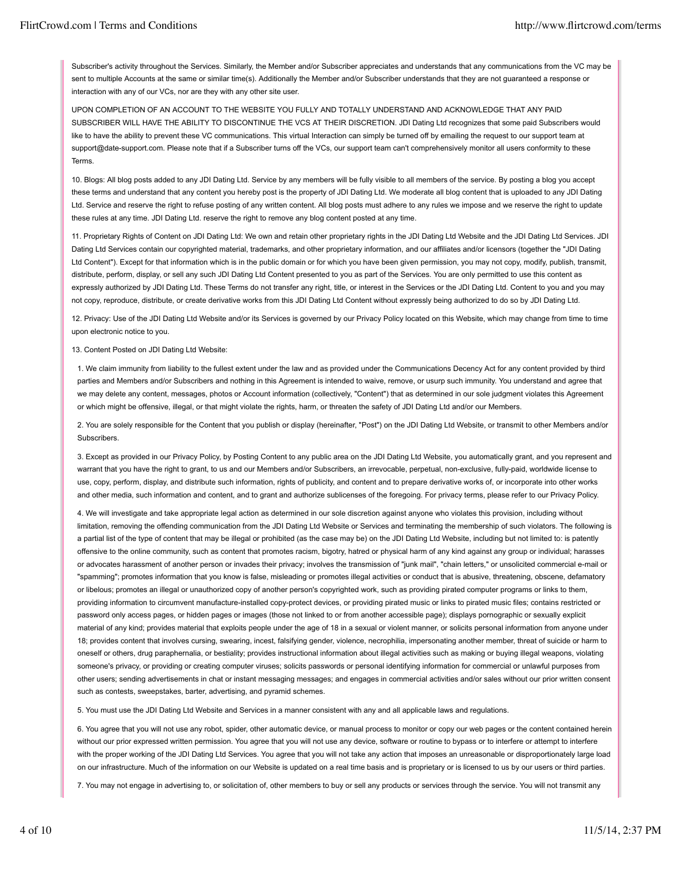Subscriber's activity throughout the Services. Similarly, the Member and/or Subscriber appreciates and understands that any communications from the VC may be sent to multiple Accounts at the same or similar time(s). Additionally the Member and/or Subscriber understands that they are not guaranteed a response or interaction with any of our VCs, nor are they with any other site user.

UPON COMPLETION OF AN ACCOUNT TO THE WEBSITE YOU FULLY AND TOTALLY UNDERSTAND AND ACKNOWLEDGE THAT ANY PAID SUBSCRIBER WILL HAVE THE ABILITY TO DISCONTINUE THE VCS AT THEIR DISCRETION. JDI Dating Ltd recognizes that some paid Subscribers would like to have the ability to prevent these VC communications. This virtual Interaction can simply be turned off by emailing the request to our support team at support@date-support.com. Please note that if a Subscriber turns off the VCs, our support team can't comprehensively monitor all users conformity to these Terms.

10. Blogs: All blog posts added to any JDI Dating Ltd. Service by any members will be fully visible to all members of the service. By posting a blog you accept these terms and understand that any content you hereby post is the property of JDI Dating Ltd. We moderate all blog content that is uploaded to any JDI Dating Ltd. Service and reserve the right to refuse posting of any written content. All blog posts must adhere to any rules we impose and we reserve the right to update these rules at any time. JDI Dating Ltd. reserve the right to remove any blog content posted at any time.

11. Proprietary Rights of Content on JDI Dating Ltd: We own and retain other proprietary rights in the JDI Dating Ltd Website and the JDI Dating Ltd Services. JDI Dating Ltd Services contain our copyrighted material, trademarks, and other proprietary information, and our affiliates and/or licensors (together the "JDI Dating Ltd Content"). Except for that information which is in the public domain or for which you have been given permission, you may not copy, modify, publish, transmit, distribute, perform, display, or sell any such JDI Dating Ltd Content presented to you as part of the Services. You are only permitted to use this content as expressly authorized by JDI Dating Ltd. These Terms do not transfer any right, title, or interest in the Services or the JDI Dating Ltd. Content to you and you may not copy, reproduce, distribute, or create derivative works from this JDI Dating Ltd Content without expressly being authorized to do so by JDI Dating Ltd.

12. Privacy: Use of the JDI Dating Ltd Website and/or its Services is governed by our Privacy Policy located on this Website, which may change from time to time upon electronic notice to you.

13. Content Posted on JDI Dating Ltd Website:

1. We claim immunity from liability to the fullest extent under the law and as provided under the Communications Decency Act for any content provided by third parties and Members and/or Subscribers and nothing in this Agreement is intended to waive, remove, or usurp such immunity. You understand and agree that we may delete any content, messages, photos or Account information (collectively, "Content") that as determined in our sole judgment violates this Agreement or which might be offensive, illegal, or that might violate the rights, harm, or threaten the safety of JDI Dating Ltd and/or our Members.

2. You are solely responsible for the Content that you publish or display (hereinafter, "Post") on the JDI Dating Ltd Website, or transmit to other Members and/or Subscribers.

3. Except as provided in our Privacy Policy, by Posting Content to any public area on the JDI Dating Ltd Website, you automatically grant, and you represent and warrant that you have the right to grant, to us and our Members and/or Subscribers, an irrevocable, perpetual, non-exclusive, fully-paid, worldwide license to use, copy, perform, display, and distribute such information, rights of publicity, and content and to prepare derivative works of, or incorporate into other works and other media, such information and content, and to grant and authorize sublicenses of the foregoing. For privacy terms, please refer to our Privacy Policy.

4. We will investigate and take appropriate legal action as determined in our sole discretion against anyone who violates this provision, including without limitation, removing the offending communication from the JDI Dating Ltd Website or Services and terminating the membership of such violators. The following is a partial list of the type of content that may be illegal or prohibited (as the case may be) on the JDI Dating Ltd Website, including but not limited to: is patently offensive to the online community, such as content that promotes racism, bigotry, hatred or physical harm of any kind against any group or individual; harasses or advocates harassment of another person or invades their privacy; involves the transmission of "junk mail", "chain letters," or unsolicited commercial e-mail or "spamming"; promotes information that you know is false, misleading or promotes illegal activities or conduct that is abusive, threatening, obscene, defamatory or libelous; promotes an illegal or unauthorized copy of another person's copyrighted work, such as providing pirated computer programs or links to them, providing information to circumvent manufacture-installed copy-protect devices, or providing pirated music or links to pirated music files; contains restricted or password only access pages, or hidden pages or images (those not linked to or from another accessible page); displays pornographic or sexually explicit material of any kind; provides material that exploits people under the age of 18 in a sexual or violent manner, or solicits personal information from anyone under 18; provides content that involves cursing, swearing, incest, falsifying gender, violence, necrophilia, impersonating another member, threat of suicide or harm to oneself or others, drug paraphernalia, or bestiality; provides instructional information about illegal activities such as making or buying illegal weapons, violating someone's privacy, or providing or creating computer viruses; solicits passwords or personal identifying information for commercial or unlawful purposes from other users; sending advertisements in chat or instant messaging messages; and engages in commercial activities and/or sales without our prior written consent such as contests, sweepstakes, barter, advertising, and pyramid schemes.

5. You must use the JDI Dating Ltd Website and Services in a manner consistent with any and all applicable laws and regulations.

6. You agree that you will not use any robot, spider, other automatic device, or manual process to monitor or copy our web pages or the content contained herein without our prior expressed written permission. You agree that you will not use any device, software or routine to bypass or to interfere or attempt to interfere with the proper working of the JDI Dating Ltd Services. You agree that you will not take any action that imposes an unreasonable or disproportionately large load on our infrastructure. Much of the information on our Website is updated on a real time basis and is proprietary or is licensed to us by our users or third parties.

7. You may not engage in advertising to, or solicitation of, other members to buy or sell any products or services through the service. You will not transmit any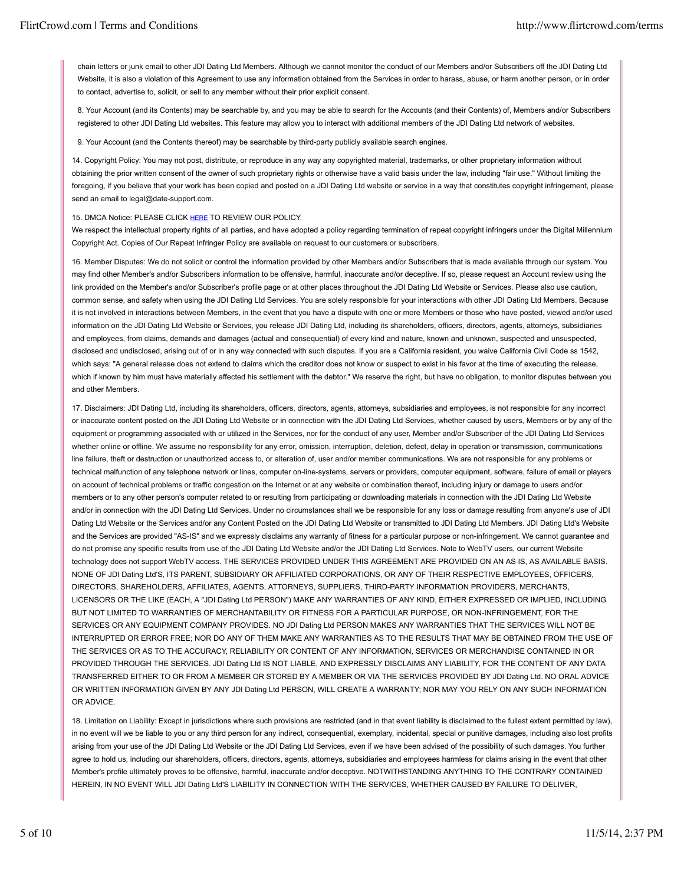chain letters or junk email to other JDI Dating Ltd Members. Although we cannot monitor the conduct of our Members and/or Subscribers off the JDI Dating Ltd Website, it is also a violation of this Agreement to use any information obtained from the Services in order to harass, abuse, or harm another person, or in order to contact, advertise to, solicit, or sell to any member without their prior explicit consent.

8. Your Account (and its Contents) may be searchable by, and you may be able to search for the Accounts (and their Contents) of, Members and/or Subscribers registered to other JDI Dating Ltd websites. This feature may allow you to interact with additional members of the JDI Dating Ltd network of websites.

9. Your Account (and the Contents thereof) may be searchable by third-party publicly available search engines.

14. Copyright Policy: You may not post, distribute, or reproduce in any way any copyrighted material, trademarks, or other proprietary information without obtaining the prior written consent of the owner of such proprietary rights or otherwise have a valid basis under the law, including "fair use." Without limiting the foregoing, if you believe that your work has been copied and posted on a JDI Dating Ltd website or service in a way that constitutes copyright infringement, please send an email to legal@date-support.com.

15. DMCA Notice: PLEASE CLICK HERE TO REVIEW OUR POLICY.
We respect the intellectual property rights of all parties, and have adopted a policy regarding termination of repeat copyright infringers under the Digital Millennium Copyright Act. Copies of Our Repeat Infringer Policy are available on request to our customers or subscribers.

16. Member Disputes: We do not solicit or control the information provided by other Members and/or Subscribers that is made available through our system. You may find other Member's and/or Subscribers information to be offensive, harmful, inaccurate and/or deceptive. If so, please request an Account review using the link provided on the Member's and/or Subscriber's profile page or at other places throughout the JDI Dating Ltd Website or Services. Please also use caution, common sense, and safety when using the JDI Dating Ltd Services. You are solely responsible for your interactions with other JDI Dating Ltd Members. Because it is not involved in interactions between Members, in the event that you have a dispute with one or more Members or those who have posted, viewed and/or used information on the JDI Dating Ltd Website or Services, you release JDI Dating Ltd, including its shareholders, officers, directors, agents, attorneys, subsidiaries and employees, from claims, demands and damages (actual and consequential) of every kind and nature, known and unknown, suspected and unsuspected, disclosed and undisclosed, arising out of or in any way connected with such disputes. If you are a California resident, you waive California Civil Code ss 1542, which says: "A general release does not extend to claims which the creditor does not know or suspect to exist in his favor at the time of executing the release, which if known by him must have materially affected his settlement with the debtor." We reserve the right, but have no obligation, to monitor disputes between you and other Members.

17. Disclaimers: JDI Dating Ltd, including its shareholders, officers, directors, agents, attorneys, subsidiaries and employees, is not responsible for any incorrect or inaccurate content posted on the JDI Dating Ltd Website or in connection with the JDI Dating Ltd Services, whether caused by users, Members or by any of the equipment or programming associated with or utilized in the Services, nor for the conduct of any user, Member and/or Subscriber of the JDI Dating Ltd Services whether online or offline. We assume no responsibility for any error, omission, interruption, deletion, defect, delay in operation or transmission, communications line failure, theft or destruction or unauthorized access to, or alteration of, user and/or member communications. We are not responsible for any problems or technical malfunction of any telephone network or lines, computer on-line-systems, servers or providers, computer equipment, software, failure of email or players on account of technical problems or traffic congestion on the Internet or at any website or combination thereof, including injury or damage to users and/or members or to any other person's computer related to or resulting from participating or downloading materials in connection with the JDI Dating Ltd Website and/or in connection with the JDI Dating Ltd Services. Under no circumstances shall we be responsible for any loss or damage resulting from anyone's use of JDI Dating Ltd Website or the Services and/or any Content Posted on the JDI Dating Ltd Website or transmitted to JDI Dating Ltd Members. JDI Dating Ltd's Website and the Services are provided "AS-IS" and we expressly disclaim any warranty of fitness for a particular purpose or non-infringement. We cannot guarantee and do not promise any specific results from use of the JDI Dating Ltd Website and/or the JDI Dating Ltd Services. Note to WebTV users, our current Website technology does not support WebTV access. THE SERVICES PROVIDED UNDER THIS AGREEMENT ARE PROVIDED ON AN AS IS, AS AVAILABLE BASIS. NONE OF JDI Dating Ltd'S, ITS PARENT, SUBSIDIARY OR AFFILIATED CORPORATIONS, OR ANY OF THEIR RESPECTIVE EMPLOYEES, OFFICERS, DIRECTORS, SHAREHOLDERS, AFFILIATES, AGENTS, ATTORNEYS, SUPPLIERS, THIRD-PARTY INFORMATION PROVIDERS, MERCHANTS, LICENSORS OR THE LIKE (EACH, A "JDI Dating Ltd PERSON") MAKE ANY WARRANTIES OF ANY KIND, EITHER EXPRESSED OR IMPLIED, INCLUDING BUT NOT LIMITED TO WARRANTIES OF MERCHANTABILITY OR FITNESS FOR A PARTICULAR PURPOSE, OR NON-INFRINGEMENT, FOR THE SERVICES OR ANY EQUIPMENT COMPANY PROVIDES. NO JDI Dating Ltd PERSON MAKES ANY WARRANTIES THAT THE SERVICES WILL NOT BE INTERRUPTED OR ERROR FREE; NOR DO ANY OF THEM MAKE ANY WARRANTIES AS TO THE RESULTS THAT MAY BE OBTAINED FROM THE USE OF THE SERVICES OR AS TO THE ACCURACY, RELIABILITY OR CONTENT OF ANY INFORMATION, SERVICES OR MERCHANDISE CONTAINED IN OR PROVIDED THROUGH THE SERVICES. JDI Dating Ltd IS NOT LIABLE, AND EXPRESSLY DISCLAIMS ANY LIABILITY, FOR THE CONTENT OF ANY DATA TRANSFERRED EITHER TO OR FROM A MEMBER OR STORED BY A MEMBER OR VIA THE SERVICES PROVIDED BY JDI Dating Ltd. NO ORAL ADVICE OR WRITTEN INFORMATION GIVEN BY ANY JDI Dating Ltd PERSON, WILL CREATE A WARRANTY; NOR MAY YOU RELY ON ANY SUCH INFORMATION OR ADVICE.

18. Limitation on Liability: Except in jurisdictions where such provisions are restricted (and in that event liability is disclaimed to the fullest extent permitted by law), in no event will we be liable to you or any third person for any indirect, consequential, exemplary, incidental, special or punitive damages, including also lost profits arising from your use of the JDI Dating Ltd Website or the JDI Dating Ltd Services, even if we have been advised of the possibility of such damages. You further agree to hold us, including our shareholders, officers, directors, agents, attorneys, subsidiaries and employees harmless for claims arising in the event that other Member's profile ultimately proves to be offensive, harmful, inaccurate and/or deceptive. NOTWITHSTANDING ANYTHING TO THE CONTRARY CONTAINED HEREIN, IN NO EVENT WILL JDI Dating Ltd'S LIABILITY IN CONNECTION WITH THE SERVICES, WHETHER CAUSED BY FAILURE TO DELIVER,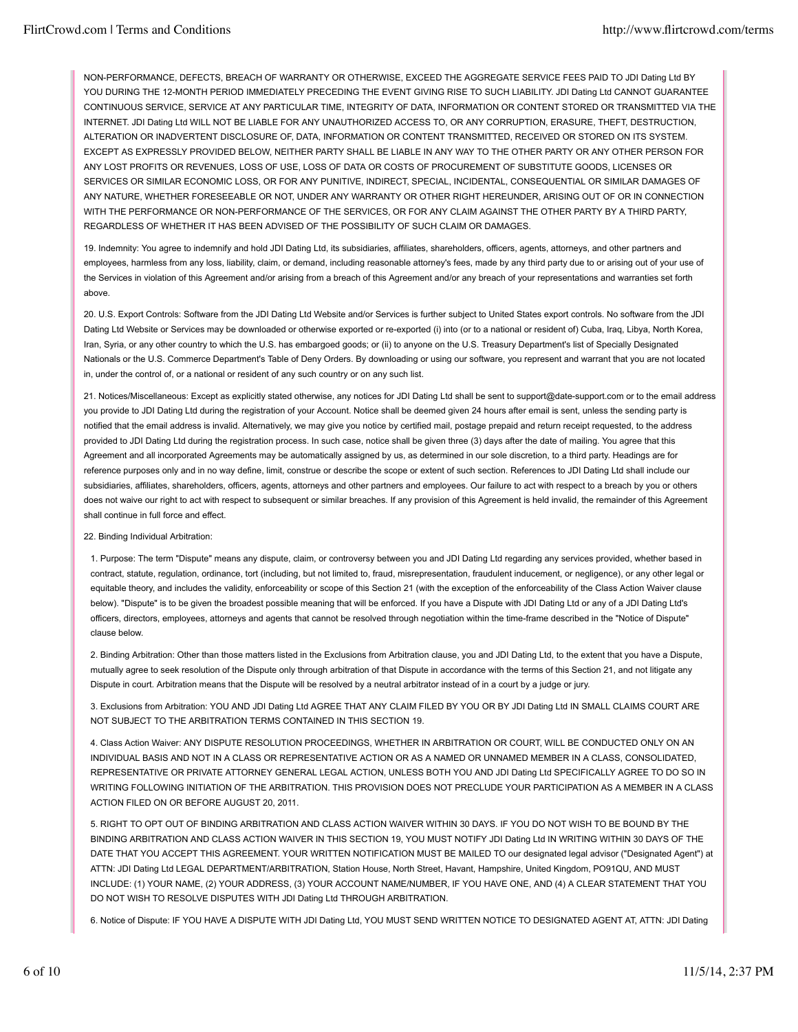NON-PERFORMANCE, DEFECTS, BREACH OF WARRANTY OR OTHERWISE, EXCEED THE AGGREGATE SERVICE FEES PAID TO JDI Dating Ltd BY YOU DURING THE 12-MONTH PERIOD IMMEDIATELY PRECEDING THE EVENT GIVING RISE TO SUCH LIABILITY. JDI Dating Ltd CANNOT GUARANTEE CONTINUOUS SERVICE, SERVICE AT ANY PARTICULAR TIME, INTEGRITY OF DATA, INFORMATION OR CONTENT STORED OR TRANSMITTED VIA THE INTERNET. JDI Dating Ltd WILL NOT BE LIABLE FOR ANY UNAUTHORIZED ACCESS TO, OR ANY CORRUPTION, ERASURE, THEFT, DESTRUCTION, ALTERATION OR INADVERTENT DISCLOSURE OF, DATA, INFORMATION OR CONTENT TRANSMITTED, RECEIVED OR STORED ON ITS SYSTEM. EXCEPT AS EXPRESSLY PROVIDED BELOW, NEITHER PARTY SHALL BE LIABLE IN ANY WAY TO THE OTHER PARTY OR ANY OTHER PERSON FOR ANY LOST PROFITS OR REVENUES, LOSS OF USE, LOSS OF DATA OR COSTS OF PROCUREMENT OF SUBSTITUTE GOODS, LICENSES OR SERVICES OR SIMILAR ECONOMIC LOSS, OR FOR ANY PUNITIVE, INDIRECT, SPECIAL, INCIDENTAL, CONSEQUENTIAL OR SIMILAR DAMAGES OF ANY NATURE, WHETHER FORESEEABLE OR NOT, UNDER ANY WARRANTY OR OTHER RIGHT HEREUNDER, ARISING OUT OF OR IN CONNECTION WITH THE PERFORMANCE OR NON-PERFORMANCE OF THE SERVICES, OR FOR ANY CLAIM AGAINST THE OTHER PARTY BY A THIRD PARTY, REGARDLESS OF WHETHER IT HAS BEEN ADVISED OF THE POSSIBILITY OF SUCH CLAIM OR DAMAGES.

19. Indemnity: You agree to indemnify and hold JDI Dating Ltd, its subsidiaries, affiliates, shareholders, officers, agents, attorneys, and other partners and employees, harmless from any loss, liability, claim, or demand, including reasonable attorney's fees, made by any third party due to or arising out of your use of the Services in violation of this Agreement and/or arising from a breach of this Agreement and/or any breach of your representations and warranties set forth above.

20. U.S. Export Controls: Software from the JDI Dating Ltd Website and/or Services is further subject to United States export controls. No software from the JDI Dating Ltd Website or Services may be downloaded or otherwise exported or re-exported (i) into (or to a national or resident of) Cuba, Iraq, Libya, North Korea, Iran, Syria, or any other country to which the U.S. has embargoed goods; or (ii) to anyone on the U.S. Treasury Department's list of Specially Designated Nationals or the U.S. Commerce Department's Table of Deny Orders. By downloading or using our software, you represent and warrant that you are not located in, under the control of, or a national or resident of any such country or on any such list.

21. Notices/Miscellaneous: Except as explicitly stated otherwise, any notices for JDI Dating Ltd shall be sent to support@date-support.com or to the email address you provide to JDI Dating Ltd during the registration of your Account. Notice shall be deemed given 24 hours after email is sent, unless the sending party is notified that the email address is invalid. Alternatively, we may give you notice by certified mail, postage prepaid and return receipt requested, to the address provided to JDI Dating Ltd during the registration process. In such case, notice shall be given three (3) days after the date of mailing. You agree that this Agreement and all incorporated Agreements may be automatically assigned by us, as determined in our sole discretion, to a third party. Headings are for reference purposes only and in no way define, limit, construe or describe the scope or extent of such section. References to JDI Dating Ltd shall include our subsidiaries, affiliates, shareholders, officers, agents, attorneys and other partners and employees. Our failure to act with respect to a breach by you or others does not waive our right to act with respect to subsequent or similar breaches. If any provision of this Agreement is held invalid, the remainder of this Agreement shall continue in full force and effect.

22. Binding Individual Arbitration:

1. Purpose: The term "Dispute" means any dispute, claim, or controversy between you and JDI Dating Ltd regarding any services provided, whether based in contract, statute, regulation, ordinance, tort (including, but not limited to, fraud, misrepresentation, fraudulent inducement, or negligence), or any other legal or equitable theory, and includes the validity, enforceability or scope of this Section 21 (with the exception of the enforceability of the Class Action Waiver clause below). "Dispute" is to be given the broadest possible meaning that will be enforced. If you have a Dispute with JDI Dating Ltd or any of a JDI Dating Ltd's officers, directors, employees, attorneys and agents that cannot be resolved through negotiation within the time-frame described in the "Notice of Dispute" clause below.

2. Binding Arbitration: Other than those matters listed in the Exclusions from Arbitration clause, you and JDI Dating Ltd, to the extent that you have a Dispute, mutually agree to seek resolution of the Dispute only through arbitration of that Dispute in accordance with the terms of this Section 21, and not litigate any Dispute in court. Arbitration means that the Dispute will be resolved by a neutral arbitrator instead of in a court by a judge or jury.

3. Exclusions from Arbitration: YOU AND JDI Dating Ltd AGREE THAT ANY CLAIM FILED BY YOU OR BY JDI Dating Ltd IN SMALL CLAIMS COURT ARE NOT SUBJECT TO THE ARBITRATION TERMS CONTAINED IN THIS SECTION 19.

4. Class Action Waiver: ANY DISPUTE RESOLUTION PROCEEDINGS, WHETHER IN ARBITRATION OR COURT, WILL BE CONDUCTED ONLY ON AN INDIVIDUAL BASIS AND NOT IN A CLASS OR REPRESENTATIVE ACTION OR AS A NAMED OR UNNAMED MEMBER IN A CLASS, CONSOLIDATED, REPRESENTATIVE OR PRIVATE ATTORNEY GENERAL LEGAL ACTION, UNLESS BOTH YOU AND JDI Dating Ltd SPECIFICALLY AGREE TO DO SO IN WRITING FOLLOWING INITIATION OF THE ARBITRATION. THIS PROVISION DOES NOT PRECLUDE YOUR PARTICIPATION AS A MEMBER IN A CLASS ACTION FILED ON OR BEFORE AUGUST 20, 2011.

5. RIGHT TO OPT OUT OF BINDING ARBITRATION AND CLASS ACTION WAIVER WITHIN 30 DAYS. IF YOU DO NOT WISH TO BE BOUND BY THE BINDING ARBITRATION AND CLASS ACTION WAIVER IN THIS SECTION 19, YOU MUST NOTIFY JDI Dating Ltd IN WRITING WITHIN 30 DAYS OF THE DATE THAT YOU ACCEPT THIS AGREEMENT. YOUR WRITTEN NOTIFICATION MUST BE MAILED TO our designated legal advisor ("Designated Agent") at ATTN: JDI Dating Ltd LEGAL DEPARTMENT/ARBITRATION, Station House, North Street, Havant, Hampshire, United Kingdom, PO91QU, AND MUST INCLUDE: (1) YOUR NAME, (2) YOUR ADDRESS, (3) YOUR ACCOUNT NAME/NUMBER, IF YOU HAVE ONE, AND (4) A CLEAR STATEMENT THAT YOU DO NOT WISH TO RESOLVE DISPUTES WITH JDI Dating Ltd THROUGH ARBITRATION.

6. Notice of Dispute: IF YOU HAVE A DISPUTE WITH JDI Dating Ltd, YOU MUST SEND WRITTEN NOTICE TO DESIGNATED AGENT AT, ATTN: JDI Dating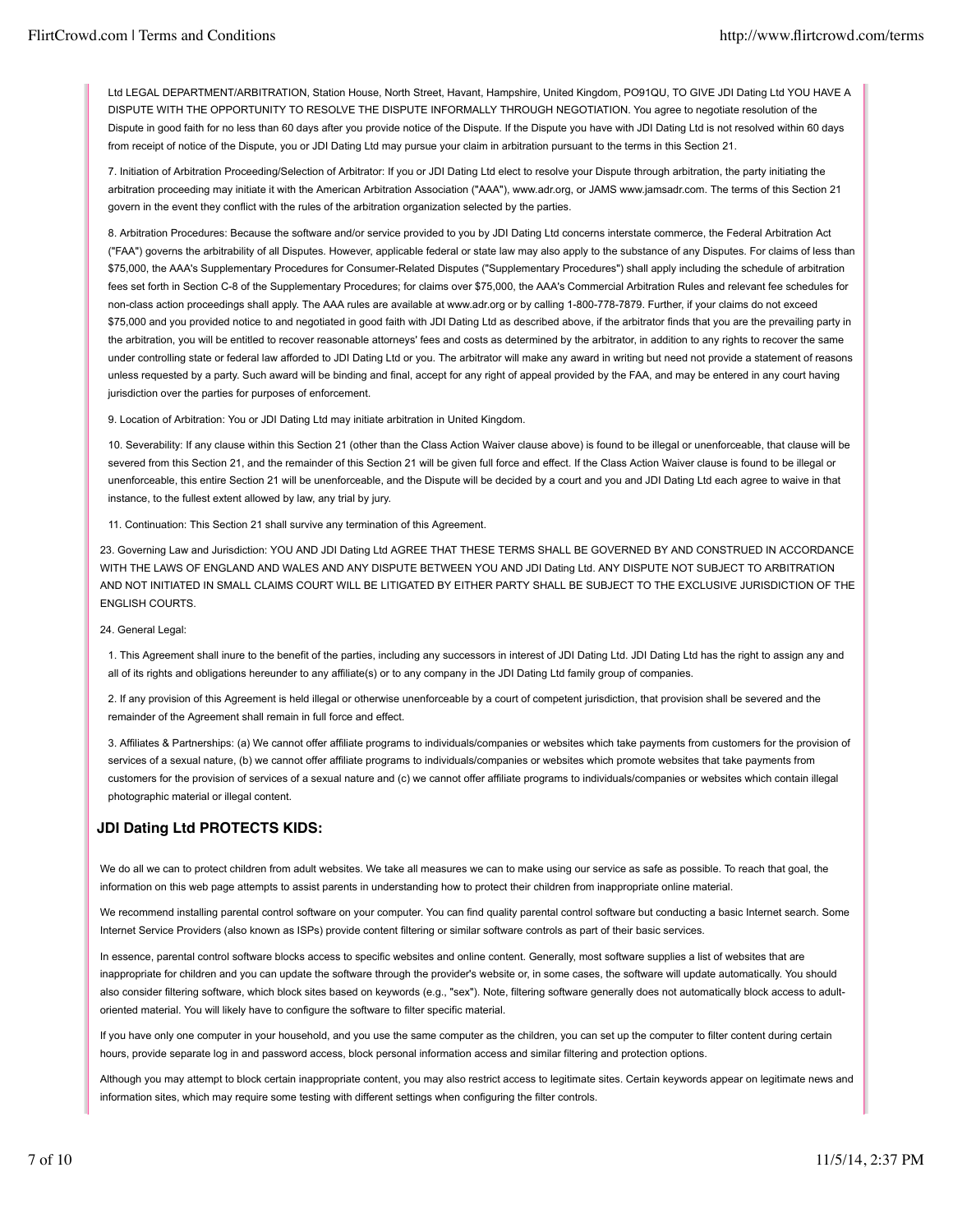Ltd LEGAL DEPARTMENT/ARBITRATION, Station House, North Street, Havant, Hampshire, United Kingdom, PO91QU, TO GIVE JDI Dating Ltd YOU HAVE A DISPUTE WITH THE OPPORTUNITY TO RESOLVE THE DISPUTE INFORMALLY THROUGH NEGOTIATION. You agree to negotiate resolution of the Dispute in good faith for no less than 60 days after you provide notice of the Dispute. If the Dispute you have with JDI Dating Ltd is not resolved within 60 days from receipt of notice of the Dispute, you or JDI Dating Ltd may pursue your claim in arbitration pursuant to the terms in this Section 21.

7. Initiation of Arbitration Proceeding/Selection of Arbitrator: If you or JDI Dating Ltd elect to resolve your Dispute through arbitration, the party initiating the arbitration proceeding may initiate it with the American Arbitration Association ("AAA"), www.adr.org, or JAMS www.jamsadr.com. The terms of this Section 21 govern in the event they conflict with the rules of the arbitration organization selected by the parties.

8. Arbitration Procedures: Because the software and/or service provided to you by JDI Dating Ltd concerns interstate commerce, the Federal Arbitration Act ("FAA") governs the arbitrability of all Disputes. However, applicable federal or state law may also apply to the substance of any Disputes. For claims of less than $75,000, the AAA's Supplementary Procedures for Consumer-Related Disputes ("Supplementary Procedures") shall apply including the schedule of arbitration fees set forth in Section C-8 of the Supplementary Procedures; for claims over $75,000, the AAA's Commercial Arbitration Rules and relevant fee schedules for non-class action proceedings shall apply. The AAA rules are available at www.adr.org or by calling 1-800-778-7879. Further, if your claims do not exceed $75,000 and you provided notice to and negotiated in good faith with JDI Dating Ltd as described above, if the arbitrator finds that you are the prevailing party in the arbitration, you will be entitled to recover reasonable attorneys' fees and costs as determined by the arbitrator, in addition to any rights to recover the same under controlling state or federal law afforded to JDI Dating Ltd or you. The arbitrator will make any award in writing but need not provide a statement of reasons unless requested by a party. Such award will be binding and final, accept for any right of appeal provided by the FAA, and may be entered in any court having jurisdiction over the parties for purposes of enforcement.

9. Location of Arbitration: You or JDI Dating Ltd may initiate arbitration in United Kingdom.

10. Severability: If any clause within this Section 21 (other than the Class Action Waiver clause above) is found to be illegal or unenforceable, that clause will be severed from this Section 21, and the remainder of this Section 21 will be given full force and effect. If the Class Action Waiver clause is found to be illegal or unenforceable, this entire Section 21 will be unenforceable, and the Dispute will be decided by a court and you and JDI Dating Ltd each agree to waive in that instance, to the fullest extent allowed by law, any trial by jury.

11. Continuation: This Section 21 shall survive any termination of this Agreement.

23. Governing Law and Jurisdiction: YOU AND JDI Dating Ltd AGREE THAT THESE TERMS SHALL BE GOVERNED BY AND CONSTRUED IN ACCORDANCE WITH THE LAWS OF ENGLAND AND WALES AND ANY DISPUTE BETWEEN YOU AND JDI Dating Ltd. ANY DISPUTE NOT SUBJECT TO ARBITRATION AND NOT INITIATED IN SMALL CLAIMS COURT WILL BE LITIGATED BY EITHER PARTY SHALL BE SUBJECT TO THE EXCLUSIVE JURISDICTION OF THE ENGLISH COURTS.

24. General Legal:

1. This Agreement shall inure to the benefit of the parties, including any successors in interest of JDI Dating Ltd. JDI Dating Ltd has the right to assign any and all of its rights and obligations hereunder to any affiliate(s) or to any company in the JDI Dating Ltd family group of companies.

2. If any provision of this Agreement is held illegal or otherwise unenforceable by a court of competent jurisdiction, that provision shall be severed and the remainder of the Agreement shall remain in full force and effect.

3. Affiliates & Partnerships: (a) We cannot offer affiliate programs to individuals/companies or websites which take payments from customers for the provision of services of a sexual nature, (b) we cannot offer affiliate programs to individuals/companies or websites which promote websites that take payments from customers for the provision of services of a sexual nature and (c) we cannot offer affiliate programs to individuals/companies or websites which contain illegal photographic material or illegal content.

### JDI Dating Ltd PROTECTS KIDS:

We do all we can to protect children from adult websites. We take all measures we can to make using our service as safe as possible. To reach that goal, the information on this web page attempts to assist parents in understanding how to protect their children from inappropriate online material.

We recommend installing parental control software on your computer. You can find quality parental control software but conducting a basic Internet search. Some Internet Service Providers (also known as ISPs) provide content filtering or similar software controls as part of their basic services.

In essence, parental control software blocks access to specific websites and online content. Generally, most software supplies a list of websites that are inappropriate for children and you can update the software through the provider's website or, in some cases, the software will update automatically. You should also consider filtering software, which block sites based on keywords (e.g., "sex"). Note, filtering software generally does not automatically block access to adult-oriented material. You will likely have to configure the software to filter specific material.

If you have only one computer in your household, and you use the same computer as the children, you can set up the computer to filter content during certain hours, provide separate log in and password access, block personal information access and similar filtering and protection options.

Although you may attempt to block certain inappropriate content, you may also restrict access to legitimate sites. Certain keywords appear on legitimate news and information sites, which may require some testing with different settings when configuring the filter controls.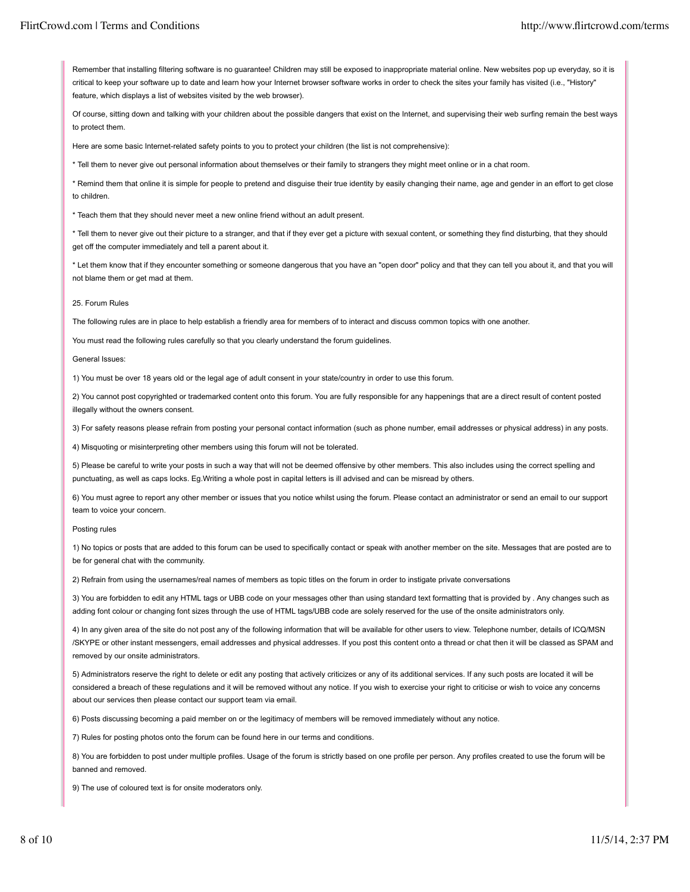Remember that installing filtering software is no guarantee! Children may still be exposed to inappropriate material online. New websites pop up everyday, so it is critical to keep your software up to date and learn how your Internet browser software works in order to check the sites your family has visited (i.e., "History" feature, which displays a list of websites visited by the web browser).

Of course, sitting down and talking with your children about the possible dangers that exist on the Internet, and supervising their web surfing remain the best ways to protect them.

Here are some basic Internet-related safety points to you to protect your children (the list is not comprehensive):

* Tell them to never give out personal information about themselves or their family to strangers they might meet online or in a chat room.

* Remind them that online it is simple for people to pretend and disguise their true identity by easily changing their name, age and gender in an effort to get close to children.

* Teach them that they should never meet a new online friend without an adult present.

* Tell them to never give out their picture to a stranger, and that if they ever get a picture with sexual content, or something they find disturbing, that they should get off the computer immediately and tell a parent about it.

* Let them know that if they encounter something or someone dangerous that you have an "open door" policy and that they can tell you about it, and that you will not blame them or get mad at them.

25. Forum Rules

The following rules are in place to help establish a friendly area for members of to interact and discuss common topics with one another.

You must read the following rules carefully so that you clearly understand the forum guidelines.

General Issues:

1) You must be over 18 years old or the legal age of adult consent in your state/country in order to use this forum.

2) You cannot post copyrighted or trademarked content onto this forum. You are fully responsible for any happenings that are a direct result of content posted illegally without the owners consent.

3) For safety reasons please refrain from posting your personal contact information (such as phone number, email addresses or physical address) in any posts.

4) Misquoting or misinterpreting other members using this forum will not be tolerated.

5) Please be careful to write your posts in such a way that will not be deemed offensive by other members. This also includes using the correct spelling and punctuating, as well as caps locks. Eg.Writing a whole post in capital letters is ill advised and can be misread by others.

6) You must agree to report any other member or issues that you notice whilst using the forum. Please contact an administrator or send an email to our support team to voice your concern.

Posting rules

1) No topics or posts that are added to this forum can be used to specifically contact or speak with another member on the site. Messages that are posted are to be for general chat with the community.

2) Refrain from using the usernames/real names of members as topic titles on the forum in order to instigate private conversations

3) You are forbidden to edit any HTML tags or UBB code on your messages other than using standard text formatting that is provided by . Any changes such as adding font colour or changing font sizes through the use of HTML tags/UBB code are solely reserved for the use of the onsite administrators only.

4) In any given area of the site do not post any of the following information that will be available for other users to view. Telephone number, details of ICQ/MSN /SKYPE or other instant messengers, email addresses and physical addresses. If you post this content onto a thread or chat then it will be classed as SPAM and removed by our onsite administrators.

5) Administrators reserve the right to delete or edit any posting that actively criticizes or any of its additional services. If any such posts are located it will be considered a breach of these regulations and it will be removed without any notice. If you wish to exercise your right to criticise or wish to voice any concerns about our services then please contact our support team via email.

6) Posts discussing becoming a paid member on or the legitimacy of members will be removed immediately without any notice.

7) Rules for posting photos onto the forum can be found here in our terms and conditions.

8) You are forbidden to post under multiple profiles. Usage of the forum is strictly based on one profile per person. Any profiles created to use the forum will be banned and removed.

9) The use of coloured text is for onsite moderators only.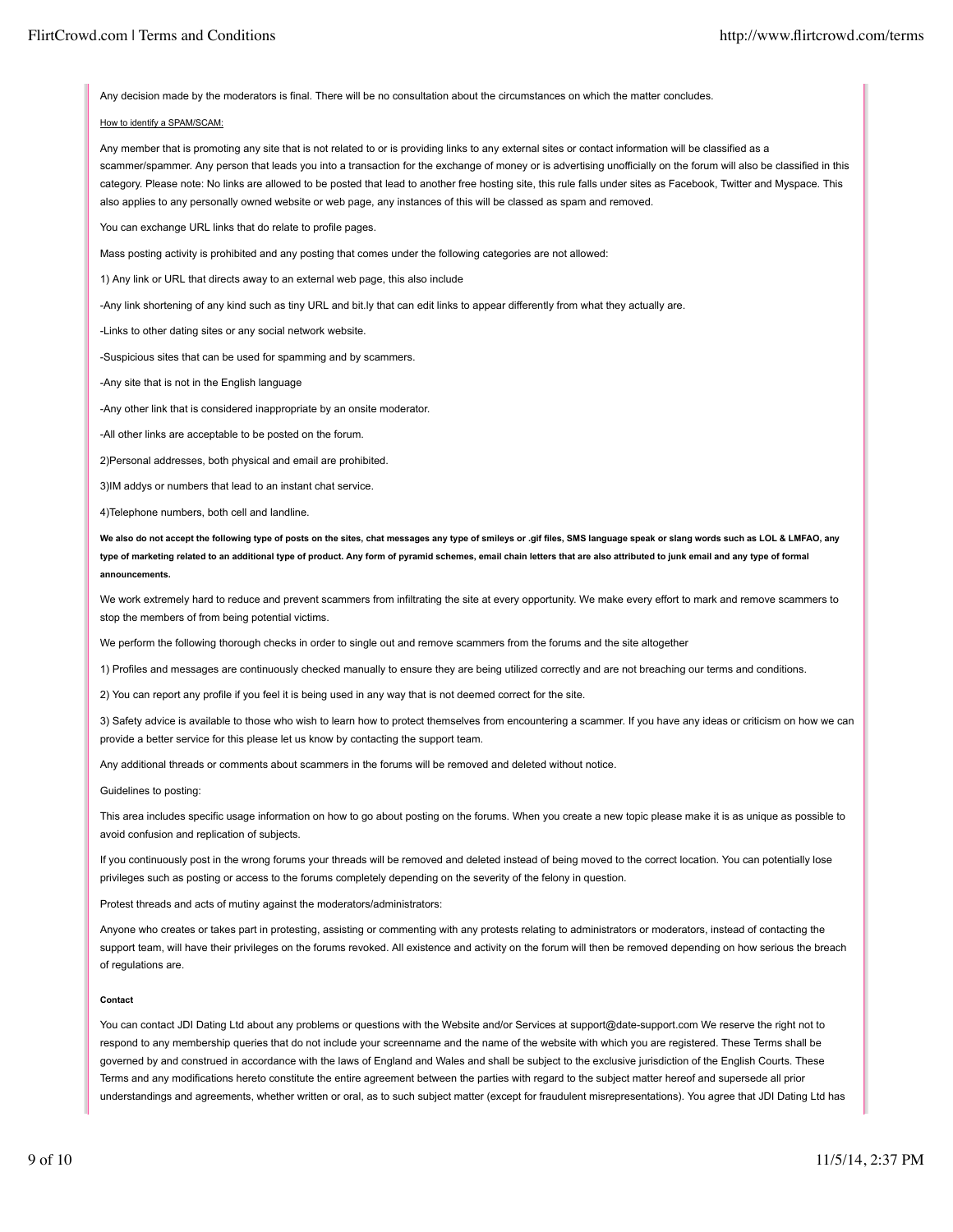Any decision made by the moderators is final. There will be no consultation about the circumstances on which the matter concludes.

How to identify a SPAM/SCAM:

Any member that is promoting any site that is not related to or is providing links to any external sites or contact information will be classified as a scammer/spammer. Any person that leads you into a transaction for the exchange of money or is advertising unofficially on the forum will also be classified in this category. Please note: No links are allowed to be posted that lead to another free hosting site, this rule falls under sites as Facebook, Twitter and Myspace. This also applies to any personally owned website or web page, any instances of this will be classed as spam and removed.

You can exchange URL links that do relate to profile pages.

Mass posting activity is prohibited and any posting that comes under the following categories are not allowed:

1) Any link or URL that directs away to an external web page, this also include

-Any link shortening of any kind such as tiny URL and bit.ly that can edit links to appear differently from what they actually are.

-Links to other dating sites or any social network website.

-Suspicious sites that can be used for spamming and by scammers.

-Any site that is not in the English language

-Any other link that is considered inappropriate by an onsite moderator.

-All other links are acceptable to be posted on the forum.

2)Personal addresses, both physical and email are prohibited.

3)IM addys or numbers that lead to an instant chat service.

4)Telephone numbers, both cell and landline.

**We also do not accept the following type of posts on the sites, chat messages any type of smileys or .gif files, SMS language speak or slang words such as LOL & LMFAO, any type of marketing related to an additional type of product. Any form of pyramid schemes, email chain letters that are also attributed to junk email and any type of formal announcements.**

We work extremely hard to reduce and prevent scammers from infiltrating the site at every opportunity. We make every effort to mark and remove scammers to stop the members of from being potential victims.

We perform the following thorough checks in order to single out and remove scammers from the forums and the site altogether

1) Profiles and messages are continuously checked manually to ensure they are being utilized correctly and are not breaching our terms and conditions.

2) You can report any profile if you feel it is being used in any way that is not deemed correct for the site.

3) Safety advice is available to those who wish to learn how to protect themselves from encountering a scammer. If you have any ideas or criticism on how we can provide a better service for this please let us know by contacting the support team.

Any additional threads or comments about scammers in the forums will be removed and deleted without notice.

Guidelines to posting:

This area includes specific usage information on how to go about posting on the forums. When you create a new topic please make it is as unique as possible to avoid confusion and replication of subjects.

If you continuously post in the wrong forums your threads will be removed and deleted instead of being moved to the correct location. You can potentially lose privileges such as posting or access to the forums completely depending on the severity of the felony in question.

Protest threads and acts of mutiny against the moderators/administrators:

Anyone who creates or takes part in protesting, assisting or commenting with any protests relating to administrators or moderators, instead of contacting the support team, will have their privileges on the forums revoked. All existence and activity on the forum will then be removed depending on how serious the breach of regulations are.

**Contact**

You can contact JDI Dating Ltd about any problems or questions with the Website and/or Services at support@date-support.com We reserve the right not to respond to any membership queries that do not include your screenname and the name of the website with which you are registered. These Terms shall be governed by and construed in accordance with the laws of England and Wales and shall be subject to the exclusive jurisdiction of the English Courts. These Terms and any modifications hereto constitute the entire agreement between the parties with regard to the subject matter hereof and supersede all prior understandings and agreements, whether written or oral, as to such subject matter (except for fraudulent misrepresentations). You agree that JDI Dating Ltd has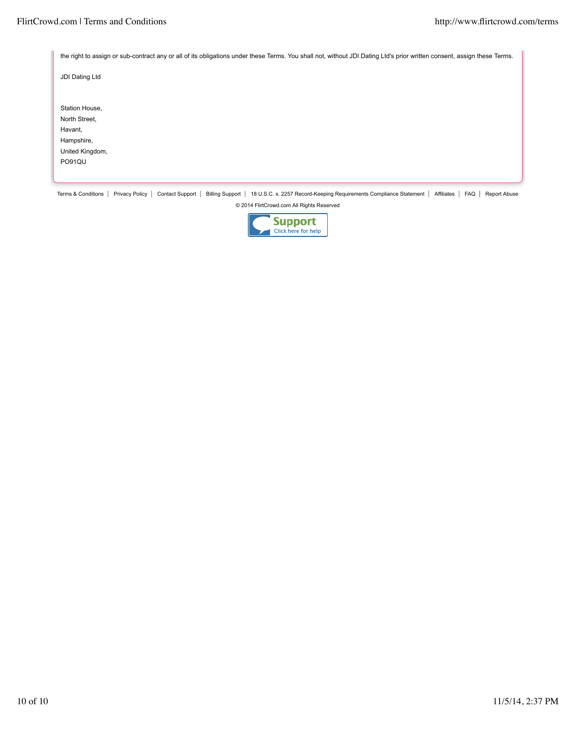the right to assign or sub-contract any or all of its obligations under these Terms. You shall not, without JDI Dating Ltd's prior written consent, assign these Terms.

JDI Dating Ltd

Station House,
North Street,
Havant,
Hampshire,
United Kingdom,
PO91QU

Terms & Conditions | Privacy Policy | Contact Support | Billing Support | 18 U.S.C. s. 2257 Record-Keeping Requirements Compliance Statement | Affiliates | FAQ | Report Abuse

© 2014 FlirtCrowd.com All Rights Reserved

Support
Click here for help